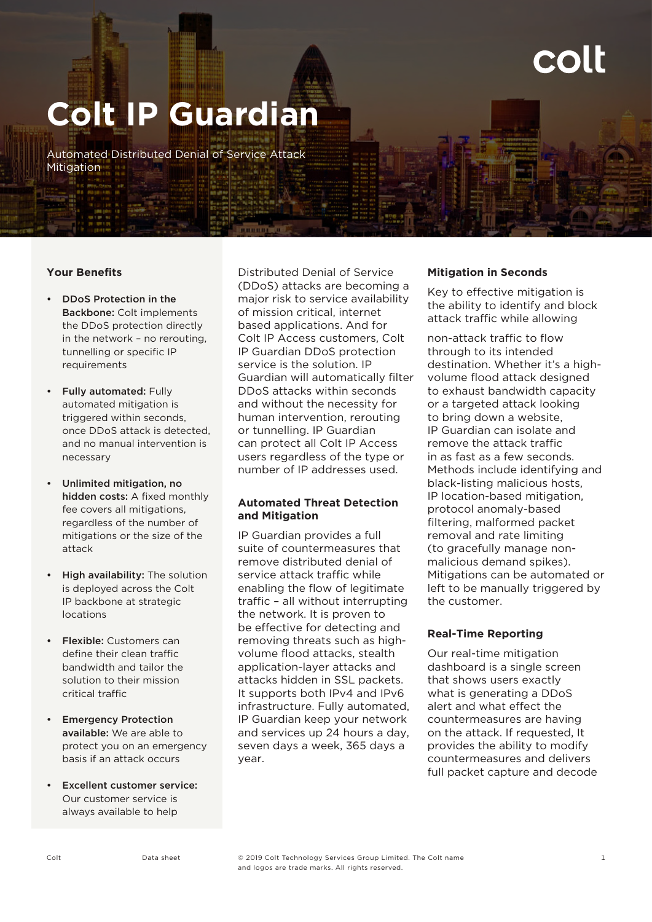# Colt IP Guardian

Automated Distributed Denial of Service Attack Mitigation

### Your Benefits

- **DDoS Protection in the Backbone:** Colt implements the DDoS protection directly in the network – no rerouting, tunnelling or specific IP requirements
- **Fully automated:** Fully automated mitigation is triggered within seconds, once DDoS attack is detected, and no manual intervention is necessary
- **Unlimited mitigation, no hidden costs:** A fixed monthly fee covers all mitigations, regardless of the number of mitigations or the size of the attack
- **High availability:** The solution is deployed across the Colt IP backbone at strategic locations
- **Flexible:** Customers can define their clean traffic bandwidth and tailor the solution to their mission critical traffic
- **Emergency Protection available:** We are able to protect you on an emergency basis if an attack occurs
- **Excellent customer service:** Our customer service is always available to help

Distributed Denial of Service (DDoS) attacks are becoming a major risk to service availability of mission critical, internet based applications. And for Colt IP Access customers, Colt IP Guardian DDoS protection service is the solution. IP Guardian will automatically filter DDoS attacks within seconds and without the necessity for human intervention, rerouting or tunnelling. IP Guardian can protect all Colt IP Access users regardless of the type or number of IP addresses used.

### Automated Threat Detection and Mitigation

IP Guardian provides a full suite of countermeasures that remove distributed denial of service attack traffic while enabling the flow of legitimate traffic – all without interrupting the network. It is proven to be effective for detecting and removing threats such as high-volume flood attacks, stealth application-layer attacks and attacks hidden in SSL packets. It supports both IPv4 and IPv6 infrastructure. Fully automated, IP Guardian keep your network and services up 24 hours a day, seven days a week, 365 days a year.

### Mitigation in Seconds

Key to effective mitigation is the ability to identify and block attack traffic while allowing non-attack traffic to flow through to its intended destination. Whether it's a high-volume flood attack designed to exhaust bandwidth capacity or a targeted attack looking to bring down a website, IP Guardian can isolate and remove the attack traffic in as fast as a few seconds. Methods include identifying and black-listing malicious hosts, IP location-based mitigation, protocol anomaly-based filtering, malformed packet removal and rate limiting (to gracefully manage non-malicious demand spikes). Mitigations can be automated or left to be manually triggered by the customer.

### Real-Time Reporting

Our real-time mitigation dashboard is a single screen that shows users exactly what is generating a DDoS alert and what effect the countermeasures are having on the attack. If requested, It provides the ability to modify countermeasures and delivers full packet capture and decode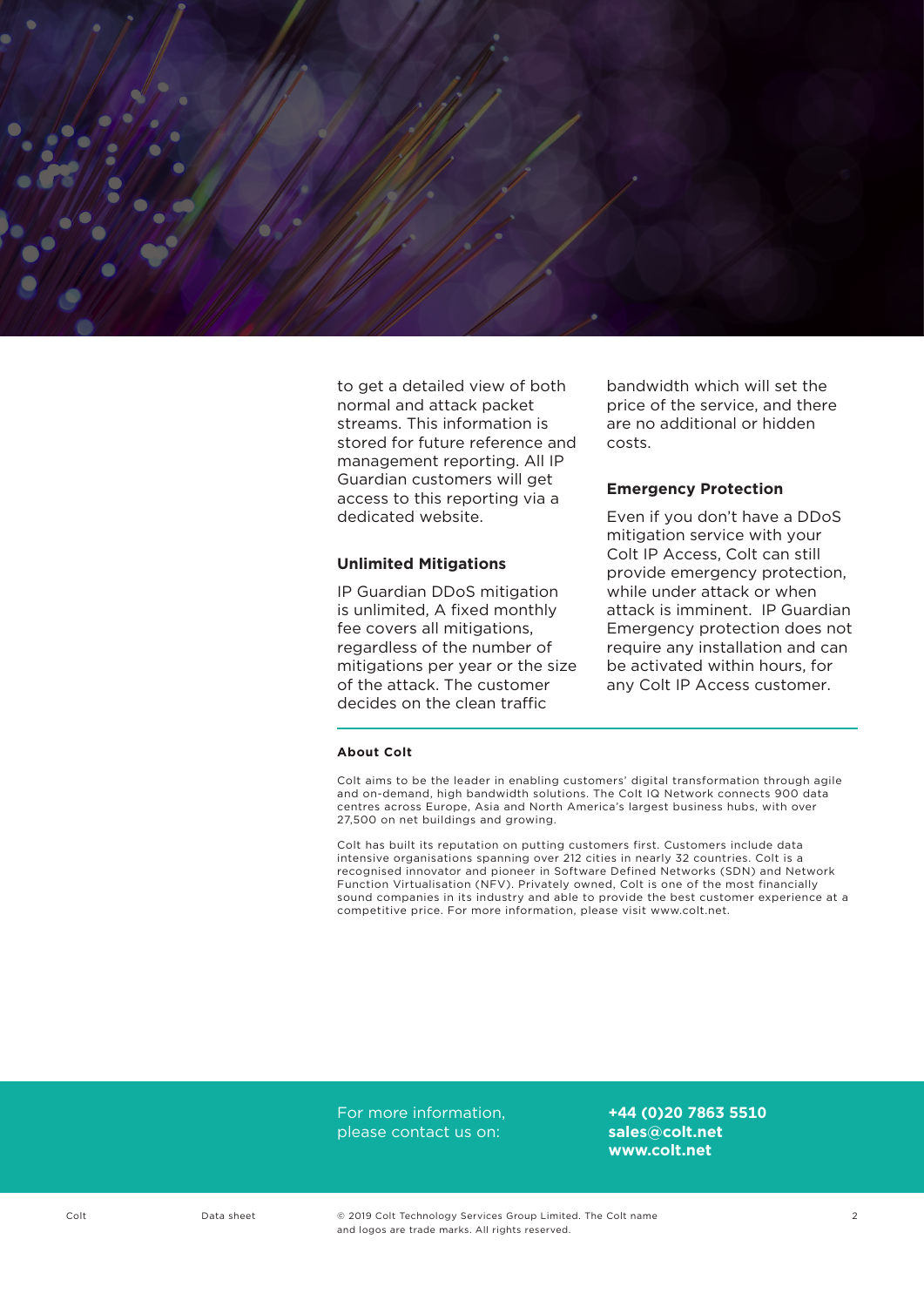to get a detailed view of both normal and attack packet streams. This information is stored for future reference and management reporting. All IP Guardian customers will get access to this reporting via a dedicated website.

### Unlimited Mitigations

IP Guardian DDoS mitigation is unlimited, A fixed monthly fee covers all mitigations, regardless of the number of mitigations per year or the size of the attack. The customer decides on the clean traffic bandwidth which will set the price of the service, and there are no additional or hidden costs.

### Emergency Protection

Even if you don't have a DDoS mitigation service with your Colt IP Access, Colt can still provide emergency protection, while under attack or when attack is imminent. IP Guardian Emergency protection does not require any installation and can be activated within hours, for any Colt IP Access customer.

---

**About Colt**

Colt aims to be the leader in enabling customers' digital transformation through agile and on-demand, high bandwidth solutions. The Colt IQ Network connects 900 data centres across Europe, Asia and North America's largest business hubs, with over 27,500 on net buildings and growing.

Colt has built its reputation on putting customers first. Customers include data intensive organisations spanning over 212 cities in nearly 32 countries. Colt is a recognised innovator and pioneer in Software Defined Networks (SDN) and Network Function Virtualisation (NFV). Privately owned, Colt is one of the most financially sound companies in its industry and able to provide the best customer experience at a competitive price. For more information, please visit www.colt.net.

For more information, please contact us on:

**+44 (0)20 7863 5510**
**sales@colt.net**
**www.colt.net**

© 2019 Colt Technology Services Group Limited. The Colt name and logos are trade marks. All rights reserved.